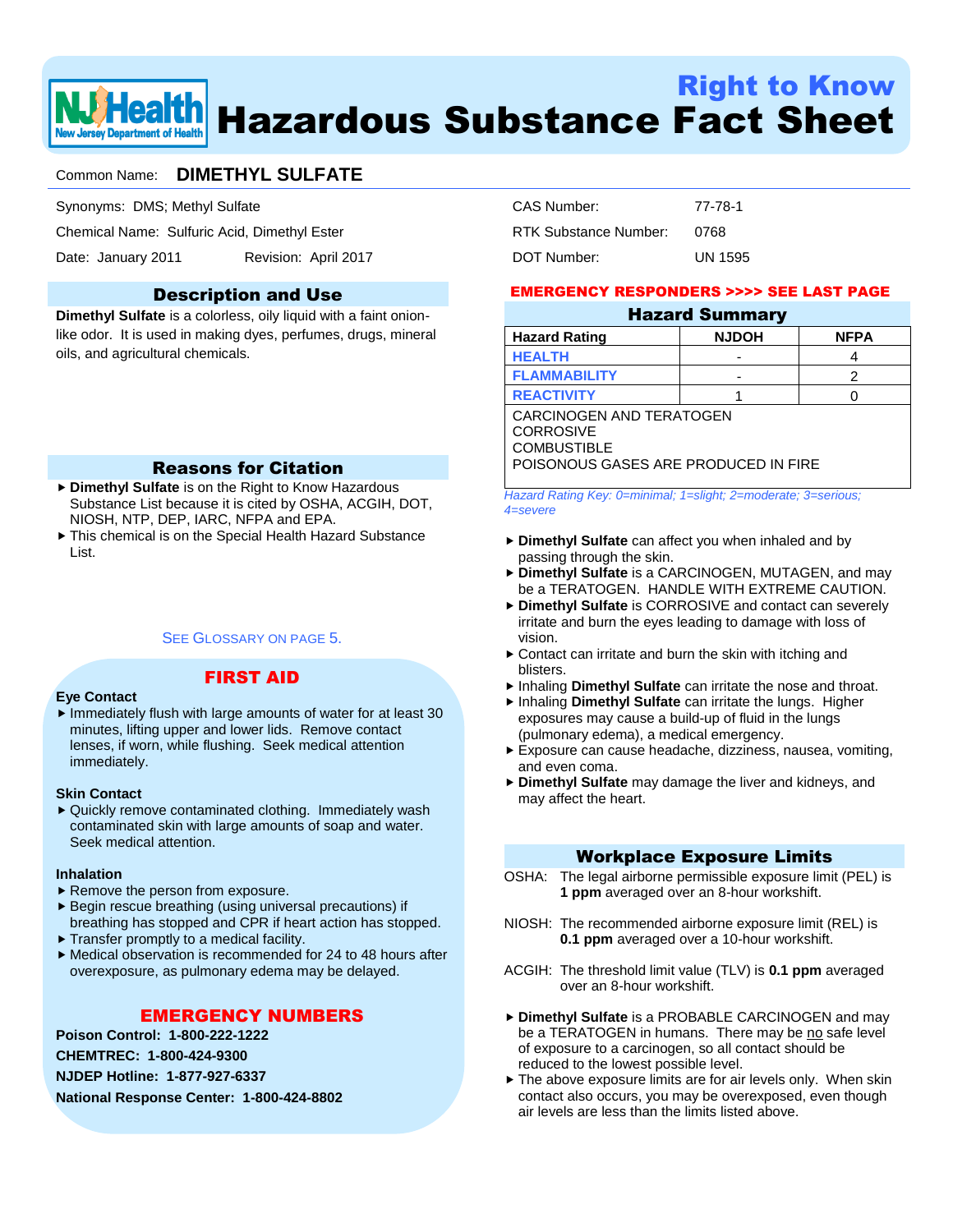# Right to Know Hazardous Substance Fact Sheet

**NJ Health** — New Jersey Department of Health

Common Name: **DIMETHYL SULFATE**

Synonyms: DMS; Methyl Sulfate

Chemical Name: Sulfuric Acid, Dimethyl Ester

Date: January 2011 Revision: April 2017

CAS Number: 77-78-1

RTK Substance Number: 0768

DOT Number: UN 1595

## Description and Use

**Dimethyl Sulfate** is a colorless, oily liquid with a faint onion-like odor. It is used in making dyes, perfumes, drugs, mineral oils, and agricultural chemicals.

## Reasons for Citation

- **Dimethyl Sulfate** is on the Right to Know Hazardous Substance List because it is cited by OSHA, ACGIH, DOT, NIOSH, NTP, DEP, IARC, NFPA and EPA.
- This chemical is on the Special Health Hazard Substance List.

SEE GLOSSARY ON PAGE 5.

## FIRST AID

**Eye Contact**

- Immediately flush with large amounts of water for at least 30 minutes, lifting upper and lower lids. Remove contact lenses, if worn, while flushing. Seek medical attention immediately.

**Skin Contact**

- Quickly remove contaminated clothing. Immediately wash contaminated skin with large amounts of soap and water. Seek medical attention.

**Inhalation**

- Remove the person from exposure.
- Begin rescue breathing (using universal precautions) if breathing has stopped and CPR if heart action has stopped.
- Transfer promptly to a medical facility.
- Medical observation is recommended for 24 to 48 hours after overexposure, as pulmonary edema may be delayed.

## EMERGENCY NUMBERS

**Poison Control: 1-800-222-1222**

**CHEMTREC: 1-800-424-9300**

**NJDEP Hotline: 1-877-927-6337**

**National Response Center: 1-800-424-8802**

**EMERGENCY RESPONDERS >>>> SEE LAST PAGE**

## Hazard Summary

| Hazard Rating | NJDOH | NFPA |
|---|---|---|
| HEALTH | - | 4 |
| FLAMMABILITY | - | 2 |
| REACTIVITY | 1 | 0 |

CARCINOGEN AND TERATOGEN
CORROSIVE
COMBUSTIBLE
POISONOUS GASES ARE PRODUCED IN FIRE

*Hazard Rating Key: 0=minimal; 1=slight; 2=moderate; 3=serious; 4=severe*

- **Dimethyl Sulfate** can affect you when inhaled and by passing through the skin.
- **Dimethyl Sulfate** is a CARCINOGEN, MUTAGEN, and may be a TERATOGEN. HANDLE WITH EXTREME CAUTION.
- **Dimethyl Sulfate** is CORROSIVE and contact can severely irritate and burn the eyes leading to damage with loss of vision.
- Contact can irritate and burn the skin with itching and blisters.
- Inhaling **Dimethyl Sulfate** can irritate the nose and throat.
- Inhaling **Dimethyl Sulfate** can irritate the lungs. Higher exposures may cause a build-up of fluid in the lungs (pulmonary edema), a medical emergency.
- Exposure can cause headache, dizziness, nausea, vomiting, and even coma.
- **Dimethyl Sulfate** may damage the liver and kidneys, and may affect the heart.

## Workplace Exposure Limits

OSHA: The legal airborne permissible exposure limit (PEL) is **1 ppm** averaged over an 8-hour workshift.

NIOSH: The recommended airborne exposure limit (REL) is **0.1 ppm** averaged over a 10-hour workshift.

ACGIH: The threshold limit value (TLV) is **0.1 ppm** averaged over an 8-hour workshift.

- **Dimethyl Sulfate** is a PROBABLE CARCINOGEN and may be a TERATOGEN in humans. There may be no safe level of exposure to a carcinogen, so all contact should be reduced to the lowest possible level.
- The above exposure limits are for air levels only. When skin contact also occurs, you may be overexposed, even though air levels are less than the limits listed above.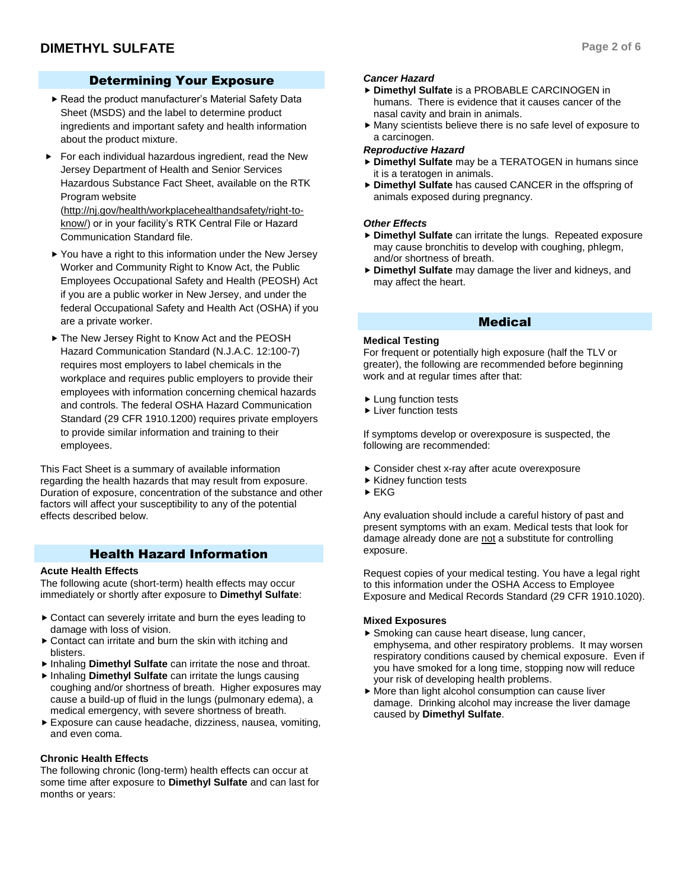## Determining Your Exposure

- Read the product manufacturer's Material Safety Data Sheet (MSDS) and the label to determine product ingredients and important safety and health information about the product mixture.
- For each individual hazardous ingredient, read the New Jersey Department of Health and Senior Services Hazardous Substance Fact Sheet, available on the RTK Program website (http://nj.gov/health/workplacehealthandsafety/right-to-know/) or in your facility's RTK Central File or Hazard Communication Standard file.
- You have a right to this information under the New Jersey Worker and Community Right to Know Act, the Public Employees Occupational Safety and Health (PEOSH) Act if you are a public worker in New Jersey, and under the federal Occupational Safety and Health Act (OSHA) if you are a private worker.
- The New Jersey Right to Know Act and the PEOSH Hazard Communication Standard (N.J.A.C. 12:100-7) requires most employers to label chemicals in the workplace and requires public employers to provide their employees with information concerning chemical hazards and controls. The federal OSHA Hazard Communication Standard (29 CFR 1910.1200) requires private employers to provide similar information and training to their employees.

This Fact Sheet is a summary of available information regarding the health hazards that may result from exposure. Duration of exposure, concentration of the substance and other factors will affect your susceptibility to any of the potential effects described below.

## Health Hazard Information

**Acute Health Effects**

The following acute (short-term) health effects may occur immediately or shortly after exposure to **Dimethyl Sulfate**:

- Contact can severely irritate and burn the eyes leading to damage with loss of vision.
- Contact can irritate and burn the skin with itching and blisters.
- Inhaling **Dimethyl Sulfate** can irritate the nose and throat.
- Inhaling **Dimethyl Sulfate** can irritate the lungs causing coughing and/or shortness of breath. Higher exposures may cause a build-up of fluid in the lungs (pulmonary edema), a medical emergency, with severe shortness of breath.
- Exposure can cause headache, dizziness, nausea, vomiting, and even coma.

**Chronic Health Effects**

The following chronic (long-term) health effects can occur at some time after exposure to **Dimethyl Sulfate** and can last for months or years:

***Cancer Hazard***

- **Dimethyl Sulfate** is a PROBABLE CARCINOGEN in humans. There is evidence that it causes cancer of the nasal cavity and brain in animals.
- Many scientists believe there is no safe level of exposure to a carcinogen.

***Reproductive Hazard***

- **Dimethyl Sulfate** may be a TERATOGEN in humans since it is a teratogen in animals.
- **Dimethyl Sulfate** has caused CANCER in the offspring of animals exposed during pregnancy.

***Other Effects***

- **Dimethyl Sulfate** can irritate the lungs. Repeated exposure may cause bronchitis to develop with coughing, phlegm, and/or shortness of breath.
- **Dimethyl Sulfate** may damage the liver and kidneys, and may affect the heart.

## Medical

**Medical Testing**

For frequent or potentially high exposure (half the TLV or greater), the following are recommended before beginning work and at regular times after that:

- Lung function tests
- Liver function tests

If symptoms develop or overexposure is suspected, the following are recommended:

- Consider chest x-ray after acute overexposure
- Kidney function tests
- EKG

Any evaluation should include a careful history of past and present symptoms with an exam. Medical tests that look for damage already done are not a substitute for controlling exposure.

Request copies of your medical testing. You have a legal right to this information under the OSHA Access to Employee Exposure and Medical Records Standard (29 CFR 1910.1020).

**Mixed Exposures**

- Smoking can cause heart disease, lung cancer, emphysema, and other respiratory problems. It may worsen respiratory conditions caused by chemical exposure. Even if you have smoked for a long time, stopping now will reduce your risk of developing health problems.
- More than light alcohol consumption can cause liver damage. Drinking alcohol may increase the liver damage caused by **Dimethyl Sulfate**.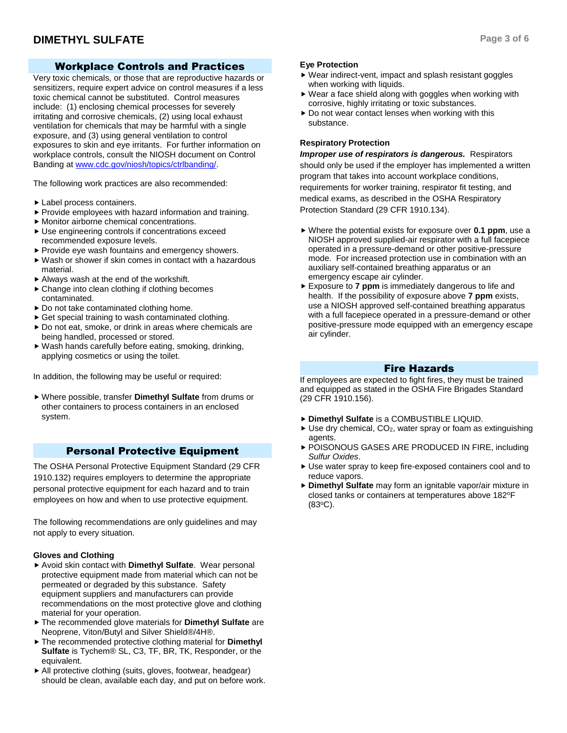## Workplace Controls and Practices

Very toxic chemicals, or those that are reproductive hazards or sensitizers, require expert advice on control measures if a less toxic chemical cannot be substituted. Control measures include: (1) enclosing chemical processes for severely irritating and corrosive chemicals, (2) using local exhaust ventilation for chemicals that may be harmful with a single exposure, and (3) using general ventilation to control exposures to skin and eye irritants. For further information on workplace controls, consult the NIOSH document on Control Banding at www.cdc.gov/niosh/topics/ctrlbanding/.

The following work practices are also recommended:

- Label process containers.
- Provide employees with hazard information and training.
- Monitor airborne chemical concentrations.
- Use engineering controls if concentrations exceed recommended exposure levels.
- Provide eye wash fountains and emergency showers.
- Wash or shower if skin comes in contact with a hazardous material.
- Always wash at the end of the workshift.
- Change into clean clothing if clothing becomes contaminated.
- Do not take contaminated clothing home.
- Get special training to wash contaminated clothing.
- Do not eat, smoke, or drink in areas where chemicals are being handled, processed or stored.
- Wash hands carefully before eating, smoking, drinking, applying cosmetics or using the toilet.

In addition, the following may be useful or required:

- Where possible, transfer **Dimethyl Sulfate** from drums or other containers to process containers in an enclosed system.

## Personal Protective Equipment

The OSHA Personal Protective Equipment Standard (29 CFR 1910.132) requires employers to determine the appropriate personal protective equipment for each hazard and to train employees on how and when to use protective equipment.

The following recommendations are only guidelines and may not apply to every situation.

### Gloves and Clothing

- Avoid skin contact with **Dimethyl Sulfate**. Wear personal protective equipment made from material which can not be permeated or degraded by this substance. Safety equipment suppliers and manufacturers can provide recommendations on the most protective glove and clothing material for your operation.
- The recommended glove materials for **Dimethyl Sulfate** are Neoprene, Viton/Butyl and Silver Shield®/4H®.
- The recommended protective clothing material for **Dimethyl Sulfate** is Tychem® SL, C3, TF, BR, TK, Responder, or the equivalent.
- All protective clothing (suits, gloves, footwear, headgear) should be clean, available each day, and put on before work.

### Eye Protection

- Wear indirect-vent, impact and splash resistant goggles when working with liquids.
- Wear a face shield along with goggles when working with corrosive, highly irritating or toxic substances.
- Do not wear contact lenses when working with this substance.

### Respiratory Protection

***Improper use of respirators is dangerous.*** Respirators should only be used if the employer has implemented a written program that takes into account workplace conditions, requirements for worker training, respirator fit testing, and medical exams, as described in the OSHA Respiratory Protection Standard (29 CFR 1910.134).

- Where the potential exists for exposure over **0.1 ppm**, use a NIOSH approved supplied-air respirator with a full facepiece operated in a pressure-demand or other positive-pressure mode. For increased protection use in combination with an auxiliary self-contained breathing apparatus or an emergency escape air cylinder.
- Exposure to **7 ppm** is immediately dangerous to life and health. If the possibility of exposure above **7 ppm** exists, use a NIOSH approved self-contained breathing apparatus with a full facepiece operated in a pressure-demand or other positive-pressure mode equipped with an emergency escape air cylinder.

## Fire Hazards

If employees are expected to fight fires, they must be trained and equipped as stated in the OSHA Fire Brigades Standard (29 CFR 1910.156).

- **Dimethyl Sulfate** is a COMBUSTIBLE LIQUID.
- Use dry chemical, $CO_2$, water spray or foam as extinguishing agents.
- POISONOUS GASES ARE PRODUCED IN FIRE, including *Sulfur Oxides*.
- Use water spray to keep fire-exposed containers cool and to reduce vapors.
- **Dimethyl Sulfate** may form an ignitable vapor/air mixture in closed tanks or containers at temperatures above 182°F (83°C).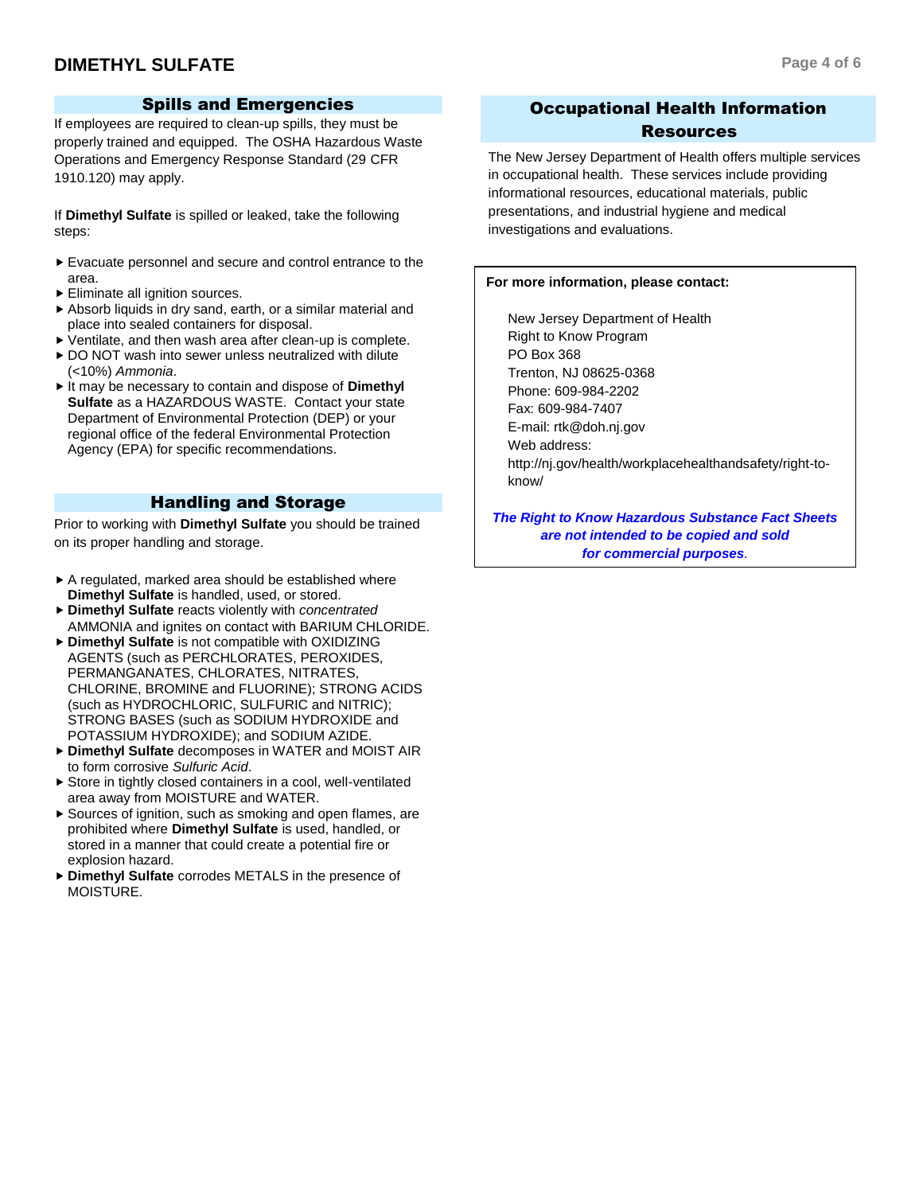## Spills and Emergencies

If employees are required to clean-up spills, they must be properly trained and equipped. The OSHA Hazardous Waste Operations and Emergency Response Standard (29 CFR 1910.120) may apply.

If **Dimethyl Sulfate** is spilled or leaked, take the following steps:

- Evacuate personnel and secure and control entrance to the area.
- Eliminate all ignition sources.
- Absorb liquids in dry sand, earth, or a similar material and place into sealed containers for disposal.
- Ventilate, and then wash area after clean-up is complete.
- DO NOT wash into sewer unless neutralized with dilute (<10%) *Ammonia*.
- It may be necessary to contain and dispose of **Dimethyl Sulfate** as a HAZARDOUS WASTE. Contact your state Department of Environmental Protection (DEP) or your regional office of the federal Environmental Protection Agency (EPA) for specific recommendations.

## Handling and Storage

Prior to working with **Dimethyl Sulfate** you should be trained on its proper handling and storage.

- A regulated, marked area should be established where **Dimethyl Sulfate** is handled, used, or stored.
- **Dimethyl Sulfate** reacts violently with *concentrated* AMMONIA and ignites on contact with BARIUM CHLORIDE.
- **Dimethyl Sulfate** is not compatible with OXIDIZING AGENTS (such as PERCHLORATES, PEROXIDES, PERMANGANATES, CHLORATES, NITRATES, CHLORINE, BROMINE and FLUORINE); STRONG ACIDS (such as HYDROCHLORIC, SULFURIC and NITRIC); STRONG BASES (such as SODIUM HYDROXIDE and POTASSIUM HYDROXIDE); and SODIUM AZIDE.
- **Dimethyl Sulfate** decomposes in WATER and MOIST AIR to form corrosive *Sulfuric Acid*.
- Store in tightly closed containers in a cool, well-ventilated area away from MOISTURE and WATER.
- Sources of ignition, such as smoking and open flames, are prohibited where **Dimethyl Sulfate** is used, handled, or stored in a manner that could create a potential fire or explosion hazard.
- **Dimethyl Sulfate** corrodes METALS in the presence of MOISTURE.

## Occupational Health Information Resources

The New Jersey Department of Health offers multiple services in occupational health. These services include providing informational resources, educational materials, public presentations, and industrial hygiene and medical investigations and evaluations.

**For more information, please contact:**

New Jersey Department of Health
Right to Know Program
PO Box 368
Trenton, NJ 08625-0368
Phone: 609-984-2202
Fax: 609-984-7407
E-mail: rtk@doh.nj.gov
Web address:
http://nj.gov/health/workplacehealthandsafety/right-to-know/

***The Right to Know Hazardous Substance Fact Sheets are not intended to be copied and sold for commercial purposes.***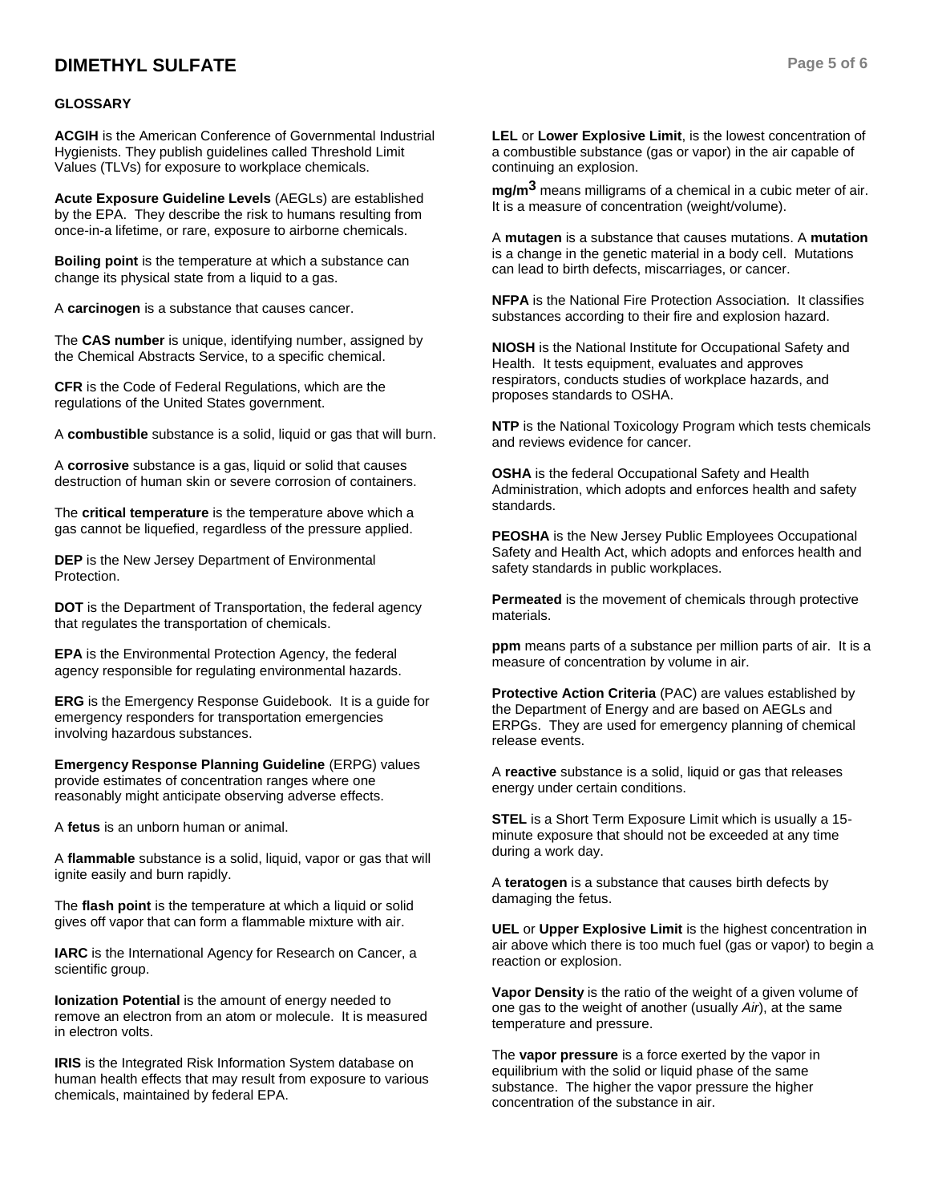## GLOSSARY

**ACGIH** is the American Conference of Governmental Industrial Hygienists. They publish guidelines called Threshold Limit Values (TLVs) for exposure to workplace chemicals.

**Acute Exposure Guideline Levels** (AEGLs) are established by the EPA. They describe the risk to humans resulting from once-in-a lifetime, or rare, exposure to airborne chemicals.

**Boiling point** is the temperature at which a substance can change its physical state from a liquid to a gas.

A **carcinogen** is a substance that causes cancer.

The **CAS number** is unique, identifying number, assigned by the Chemical Abstracts Service, to a specific chemical.

**CFR** is the Code of Federal Regulations, which are the regulations of the United States government.

A **combustible** substance is a solid, liquid or gas that will burn.

A **corrosive** substance is a gas, liquid or solid that causes destruction of human skin or severe corrosion of containers.

The **critical temperature** is the temperature above which a gas cannot be liquefied, regardless of the pressure applied.

**DEP** is the New Jersey Department of Environmental Protection.

**DOT** is the Department of Transportation, the federal agency that regulates the transportation of chemicals.

**EPA** is the Environmental Protection Agency, the federal agency responsible for regulating environmental hazards.

**ERG** is the Emergency Response Guidebook. It is a guide for emergency responders for transportation emergencies involving hazardous substances.

**Emergency Response Planning Guideline** (ERPG) values provide estimates of concentration ranges where one reasonably might anticipate observing adverse effects.

A **fetus** is an unborn human or animal.

A **flammable** substance is a solid, liquid, vapor or gas that will ignite easily and burn rapidly.

The **flash point** is the temperature at which a liquid or solid gives off vapor that can form a flammable mixture with air.

**IARC** is the International Agency for Research on Cancer, a scientific group.

**Ionization Potential** is the amount of energy needed to remove an electron from an atom or molecule. It is measured in electron volts.

**IRIS** is the Integrated Risk Information System database on human health effects that may result from exposure to various chemicals, maintained by federal EPA.

**LEL** or **Lower Explosive Limit**, is the lowest concentration of a combustible substance (gas or vapor) in the air capable of continuing an explosion.

**$mg/m^3$** means milligrams of a chemical in a cubic meter of air. It is a measure of concentration (weight/volume).

A **mutagen** is a substance that causes mutations. A **mutation** is a change in the genetic material in a body cell. Mutations can lead to birth defects, miscarriages, or cancer.

**NFPA** is the National Fire Protection Association. It classifies substances according to their fire and explosion hazard.

**NIOSH** is the National Institute for Occupational Safety and Health. It tests equipment, evaluates and approves respirators, conducts studies of workplace hazards, and proposes standards to OSHA.

**NTP** is the National Toxicology Program which tests chemicals and reviews evidence for cancer.

**OSHA** is the federal Occupational Safety and Health Administration, which adopts and enforces health and safety standards.

**PEOSHA** is the New Jersey Public Employees Occupational Safety and Health Act, which adopts and enforces health and safety standards in public workplaces.

**Permeated** is the movement of chemicals through protective materials.

**ppm** means parts of a substance per million parts of air. It is a measure of concentration by volume in air.

**Protective Action Criteria** (PAC) are values established by the Department of Energy and are based on AEGLs and ERPGs. They are used for emergency planning of chemical release events.

A **reactive** substance is a solid, liquid or gas that releases energy under certain conditions.

**STEL** is a Short Term Exposure Limit which is usually a 15-minute exposure that should not be exceeded at any time during a work day.

A **teratogen** is a substance that causes birth defects by damaging the fetus.

**UEL** or **Upper Explosive Limit** is the highest concentration in air above which there is too much fuel (gas or vapor) to begin a reaction or explosion.

**Vapor Density** is the ratio of the weight of a given volume of one gas to the weight of another (usually *Air*), at the same temperature and pressure.

The **vapor pressure** is a force exerted by the vapor in equilibrium with the solid or liquid phase of the same substance. The higher the vapor pressure the higher concentration of the substance in air.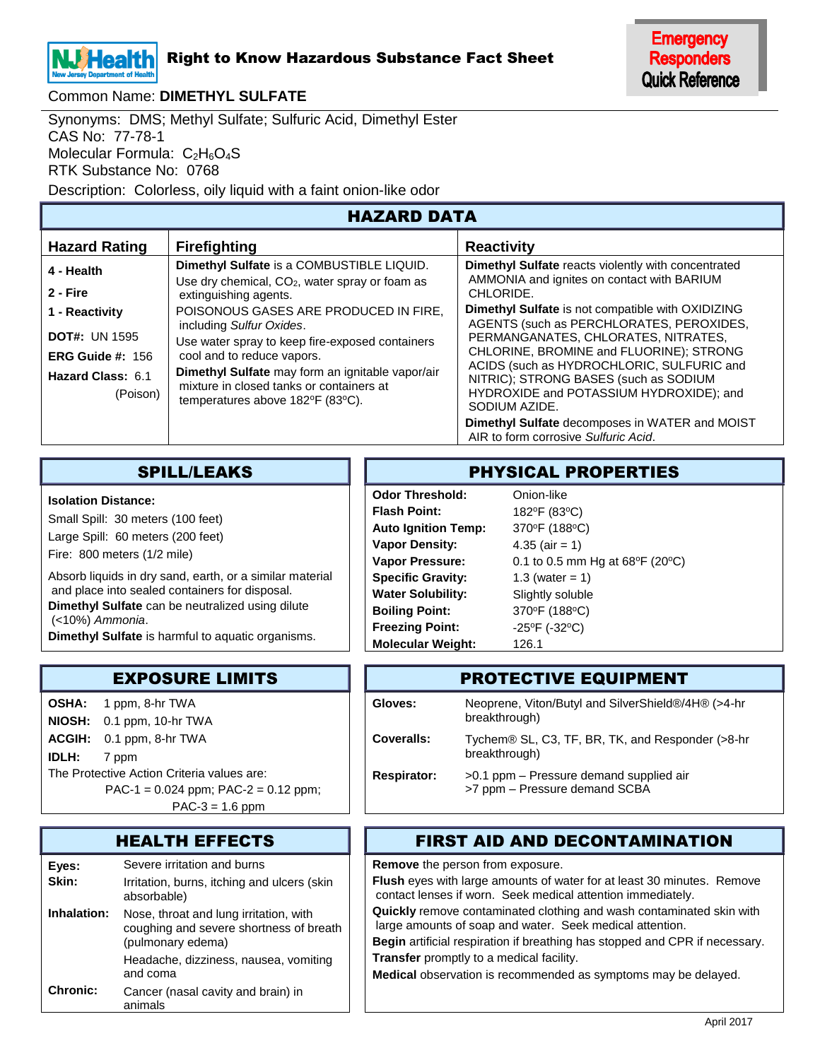Right to Know Hazardous Substance Fact Sheet

Emergency Responders Quick Reference

Common Name: **DIMETHYL SULFATE**

Synonyms: DMS; Methyl Sulfate; Sulfuric Acid, Dimethyl Ester
CAS No: 77-78-1
Molecular Formula: $C_2H_6O_4S$
RTK Substance No: 0768
Description: Colorless, oily liquid with a faint onion-like odor

## HAZARD DATA

| Hazard Rating | Firefighting | Reactivity |
|---|---|---|
| **4 - Health**<br>**2 - Fire**<br>**1 - Reactivity**<br>**DOT#:** UN 1595<br>**ERG Guide #:** 156<br>**Hazard Class:** 6.1 (Poison) | **Dimethyl Sulfate** is a COMBUSTIBLE LIQUID.<br>Use dry chemical, $CO_2$, water spray or foam as extinguishing agents.<br>POISONOUS GASES ARE PRODUCED IN FIRE, including *Sulfur Oxides*.<br>Use water spray to keep fire-exposed containers cool and to reduce vapors.<br>**Dimethyl Sulfate** may form an ignitable vapor/air mixture in closed tanks or containers at temperatures above 182°F (83°C). | **Dimethyl Sulfate** reacts violently with concentrated AMMONIA and ignites on contact with BARIUM CHLORIDE.<br>**Dimethyl Sulfate** is not compatible with OXIDIZING AGENTS (such as PERCHLORATES, PEROXIDES, PERMANGANATES, CHLORATES, NITRATES, CHLORINE, BROMINE and FLUORINE); STRONG ACIDS (such as HYDROCHLORIC, SULFURIC and NITRIC); STRONG BASES (such as SODIUM HYDROXIDE and POTASSIUM HYDROXIDE); and SODIUM AZIDE.<br>**Dimethyl Sulfate** decomposes in WATER and MOIST AIR to form corrosive *Sulfuric Acid*. |

## SPILL/LEAKS

**Isolation Distance:**

Small Spill: 30 meters (100 feet)
Large Spill: 60 meters (200 feet)
Fire: 800 meters (1/2 mile)

Absorb liquids in dry sand, earth, or a similar material and place into sealed containers for disposal.
**Dimethyl Sulfate** can be neutralized using dilute (<10%) *Ammonia*.
**Dimethyl Sulfate** is harmful to aquatic organisms.

## PHYSICAL PROPERTIES

| | |
|---|---|
| **Odor Threshold:** | Onion-like |
| **Flash Point:** | 182°F (83°C) |
| **Auto Ignition Temp:** | 370°F (188°C) |
| **Vapor Density:** | 4.35 (air = 1) |
| **Vapor Pressure:** | 0.1 to 0.5 mm Hg at 68°F (20°C) |
| **Specific Gravity:** | 1.3 (water = 1) |
| **Water Solubility:** | Slightly soluble |
| **Boiling Point:** | 370°F (188°C) |
| **Freezing Point:** | -25°F (-32°C) |
| **Molecular Weight:** | 126.1 |

## EXPOSURE LIMITS

**OSHA:** 1 ppm, 8-hr TWA
**NIOSH:** 0.1 ppm, 10-hr TWA
**ACGIH:** 0.1 ppm, 8-hr TWA
**IDLH:** 7 ppm

The Protective Action Criteria values are:
PAC-1 = 0.024 ppm; PAC-2 = 0.12 ppm;
PAC-3 = 1.6 ppm

## PROTECTIVE EQUIPMENT

| | |
|---|---|
| **Gloves:** | Neoprene, Viton/Butyl and SilverShield®/4H® (>4-hr breakthrough) |
| **Coveralls:** | Tychem® SL, C3, TF, BR, TK, and Responder (>8-hr breakthrough) |
| **Respirator:** | >0.1 ppm – Pressure demand supplied air<br>>7 ppm – Pressure demand SCBA |

## HEALTH EFFECTS

| | |
|---|---|
| **Eyes:** | Severe irritation and burns |
| **Skin:** | Irritation, burns, itching and ulcers (skin absorbable) |
| **Inhalation:** | Nose, throat and lung irritation, with coughing and severe shortness of breath (pulmonary edema)<br>Headache, dizziness, nausea, vomiting and coma |
| **Chronic:** | Cancer (nasal cavity and brain) in animals |

## FIRST AID AND DECONTAMINATION

**Remove** the person from exposure.

**Flush** eyes with large amounts of water for at least 30 minutes. Remove contact lenses if worn. Seek medical attention immediately.

**Quickly** remove contaminated clothing and wash contaminated skin with large amounts of soap and water. Seek medical attention.

**Begin** artificial respiration if breathing has stopped and CPR if necessary.

**Transfer** promptly to a medical facility.

**Medical** observation is recommended as symptoms may be delayed.

April 2017